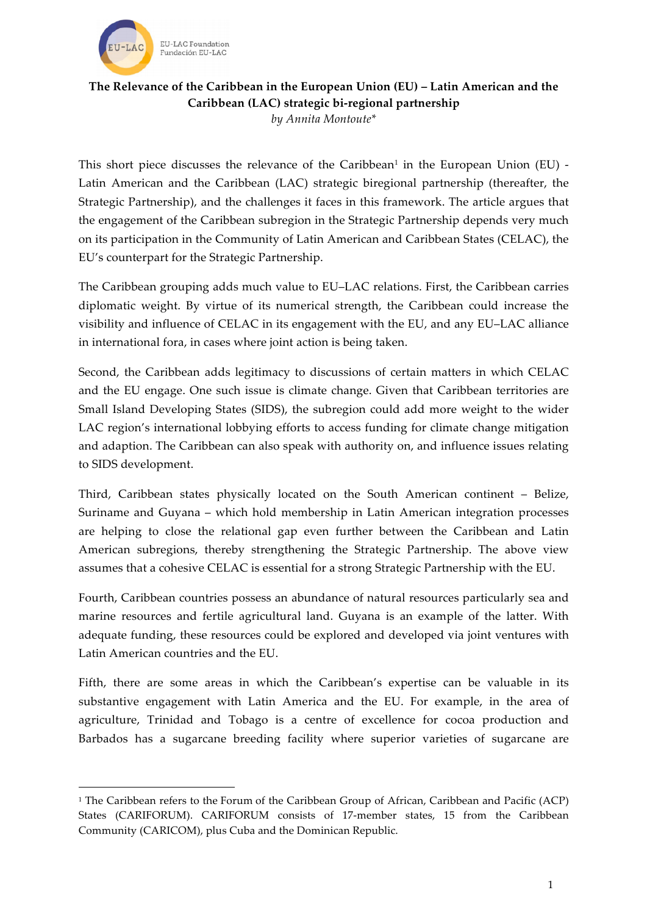**The Relevance of the Caribbean in the European Union (EU) – Latin American and the Caribbean (LAC) strategic bi-regional partnership**

*by Annita Montoute\**

This short piece discusses the relevance of the Caribbean[1] in the European Union (EU) - Latin American and the Caribbean (LAC) strategic biregional partnership (thereafter, the Strategic Partnership), and the challenges it faces in this framework. The article argues that the engagement of the Caribbean subregion in the Strategic Partnership depends very much on its participation in the Community of Latin American and Caribbean States (CELAC), the EU's counterpart for the Strategic Partnership.

The Caribbean grouping adds much value to EU–LAC relations. First, the Caribbean carries diplomatic weight. By virtue of its numerical strength, the Caribbean could increase the visibility and influence of CELAC in its engagement with the EU, and any EU–LAC alliance in international fora, in cases where joint action is being taken.

Second, the Caribbean adds legitimacy to discussions of certain matters in which CELAC and the EU engage. One such issue is climate change. Given that Caribbean territories are Small Island Developing States (SIDS), the subregion could add more weight to the wider LAC region's international lobbying efforts to access funding for climate change mitigation and adaption. The Caribbean can also speak with authority on, and influence issues relating to SIDS development.

Third, Caribbean states physically located on the South American continent – Belize, Suriname and Guyana – which hold membership in Latin American integration processes are helping to close the relational gap even further between the Caribbean and Latin American subregions, thereby strengthening the Strategic Partnership. The above view assumes that a cohesive CELAC is essential for a strong Strategic Partnership with the EU.

Fourth, Caribbean countries possess an abundance of natural resources particularly sea and marine resources and fertile agricultural land. Guyana is an example of the latter. With adequate funding, these resources could be explored and developed via joint ventures with Latin American countries and the EU.

Fifth, there are some areas in which the Caribbean's expertise can be valuable in its substantive engagement with Latin America and the EU. For example, in the area of agriculture, Trinidad and Tobago is a centre of excellence for cocoa production and Barbados has a sugarcane breeding facility where superior varieties of sugarcane are

---

[1] The Caribbean refers to the Forum of the Caribbean Group of African, Caribbean and Pacific (ACP) States (CARIFORUM). CARIFORUM consists of 17-member states, 15 from the Caribbean Community (CARICOM), plus Cuba and the Dominican Republic.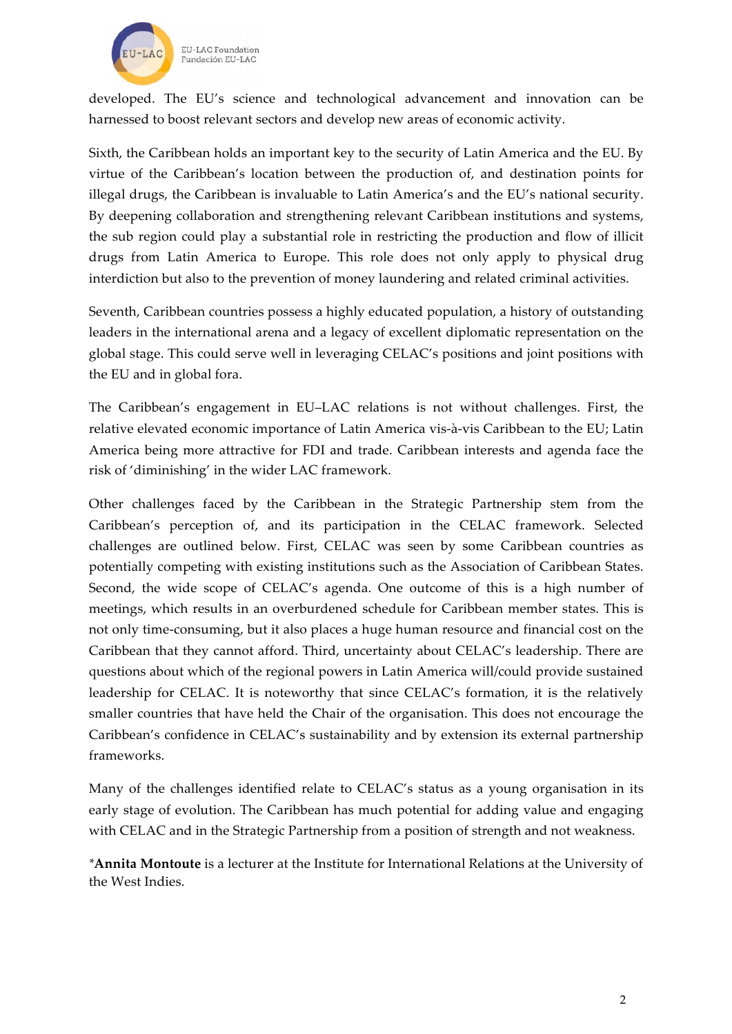developed. The EU's science and technological advancement and innovation can be harnessed to boost relevant sectors and develop new areas of economic activity.

Sixth, the Caribbean holds an important key to the security of Latin America and the EU. By virtue of the Caribbean's location between the production of, and destination points for illegal drugs, the Caribbean is invaluable to Latin America's and the EU's national security. By deepening collaboration and strengthening relevant Caribbean institutions and systems, the sub region could play a substantial role in restricting the production and flow of illicit drugs from Latin America to Europe. This role does not only apply to physical drug interdiction but also to the prevention of money laundering and related criminal activities.

Seventh, Caribbean countries possess a highly educated population, a history of outstanding leaders in the international arena and a legacy of excellent diplomatic representation on the global stage. This could serve well in leveraging CELAC's positions and joint positions with the EU and in global fora.

The Caribbean's engagement in EU–LAC relations is not without challenges. First, the relative elevated economic importance of Latin America vis-à-vis Caribbean to the EU; Latin America being more attractive for FDI and trade. Caribbean interests and agenda face the risk of 'diminishing' in the wider LAC framework.

Other challenges faced by the Caribbean in the Strategic Partnership stem from the Caribbean's perception of, and its participation in the CELAC framework. Selected challenges are outlined below. First, CELAC was seen by some Caribbean countries as potentially competing with existing institutions such as the Association of Caribbean States. Second, the wide scope of CELAC's agenda. One outcome of this is a high number of meetings, which results in an overburdened schedule for Caribbean member states. This is not only time-consuming, but it also places a huge human resource and financial cost on the Caribbean that they cannot afford. Third, uncertainty about CELAC's leadership. There are questions about which of the regional powers in Latin America will/could provide sustained leadership for CELAC. It is noteworthy that since CELAC's formation, it is the relatively smaller countries that have held the Chair of the organisation. This does not encourage the Caribbean's confidence in CELAC's sustainability and by extension its external partnership frameworks.

Many of the challenges identified relate to CELAC's status as a young organisation in its early stage of evolution. The Caribbean has much potential for adding value and engaging with CELAC and in the Strategic Partnership from a position of strength and not weakness.

*__Annita Montoute__ is a lecturer at the Institute for International Relations at the University of the West Indies.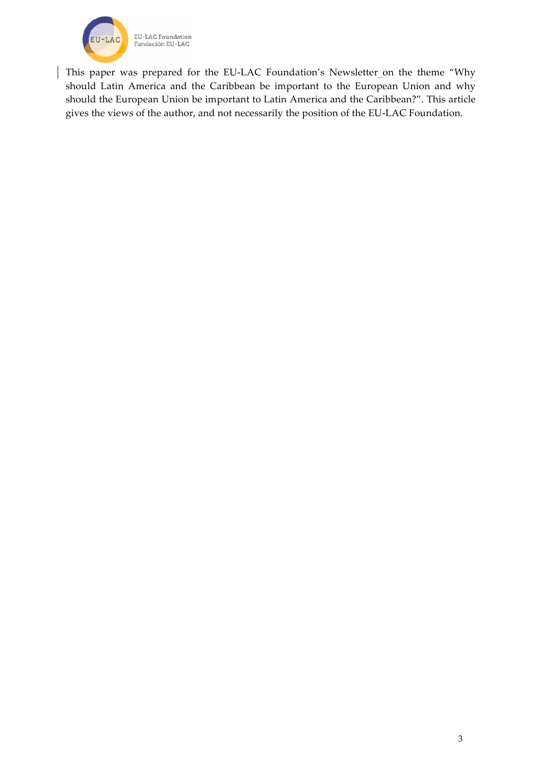This paper was prepared for the EU-LAC Foundation's Newsletter on the theme "Why should Latin America and the Caribbean be important to the European Union and why should the European Union be important to Latin America and the Caribbean?". This article gives the views of the author, and not necessarily the position of the EU-LAC Foundation.